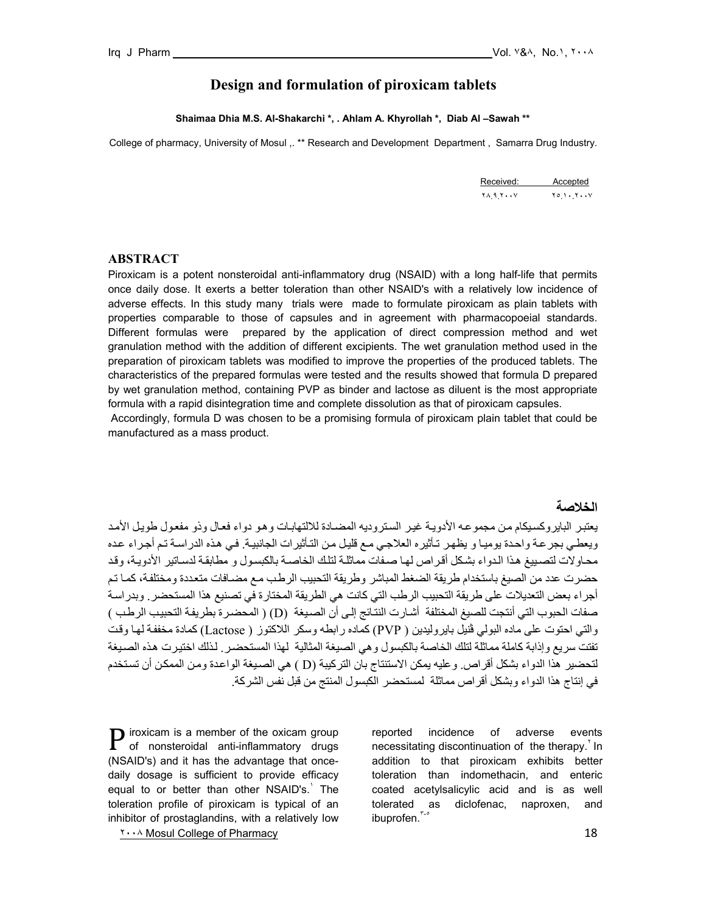# Design and formulation of piroxicam tablets

**Shaimaa Dhia M.S. Al-Shakarchi *, . Ahlam A. Khyrollah *, Diab Al –Sawah ****

College of pharmacy, University of Mosul ,. ** Research and Development Department , Samarra Drug Industry.

| Received: | Accepted |
|---|---|
| ٢٨.٩.٢٠٠٧ | ٢٥.١٠.٢٠٠٧ |

## ABSTRACT

Piroxicam is a potent nonsteroidal anti-inflammatory drug (NSAID) with a long half-life that permits once daily dose. It exerts a better toleration than other NSAID's with a relatively low incidence of adverse effects. In this study many trials were made to formulate piroxicam as plain tablets with properties comparable to those of capsules and in agreement with pharmacopoeial standards. Different formulas were prepared by the application of direct compression method and wet granulation method with the addition of different excipients. The wet granulation method used in the preparation of piroxicam tablets was modified to improve the properties of the produced tablets. The characteristics of the prepared formulas were tested and the results showed that formula D prepared by wet granulation method, containing PVP as binder and lactose as diluent is the most appropriate formula with a rapid disintegration time and complete dissolution as that of piroxicam capsules.

Accordingly, formula D was chosen to be a promising formula of piroxicam plain tablet that could be manufactured as a mass product.

## الخلاصة

يعتبر البايروكسيكام من مجموعه الأدوية غير الستروديه المضادة للالتهابات وهو دواء فعال وذو مفعول طويل الأمد ويعطي بجرعة واحدة يوميا و يظهر تأثيره العلاجي مع قليل من التأثيرات الجانبية. في هذه الدراسة تم أجراء عده محاولات لتصييغ هذا الدواء بشكل أقراص لها صفات مماثلة لتلك الخاصة بالكبسول و مطابقة لدساتير الأدوية، وقد حضرت عدد من الصيغ باستخدام طريقة الضغط المباشر وطريقة التحبيب الرطب مع مضافات متعددة ومختلفة، كما تم أجراء بعض التعديلات على طريقة التحبيب الرطب التي كانت هي الطريقة المختارة في تصنيع هذا المستحضر. وبدراسة صفات الحبوب التي أنتجت للصيغ المختلفة أشارت النتائج إلى أن الصيغة (D) ( المحضرة بطريقة التحبيب الرطب ) والتي احتوت على ماده البولي ڤنيل بايروليدين ( PVP ) كماده رابطه وسكر اللاكتوز ( Lactose ) كمادة مخففة لها وقت تفتت سريع وإذابة كاملة مماثلة لتلك الخاصة بالكبسول وهي الصيغة المثالية لهذا المستحضر. لذلك اختيرت هذه الصيغة لتحضير هذا الدواء بشكل أقراص. وعليه يمكن الاستنتاج بان التركيبة (D ) هي الصيغة الواعدة ومن الممكن أن تستخدم في إنتاج هذا الدواء وبشكل أقراص مماثلة لمستحضر الكبسول المنتج من قبل نفس الشركة.

Piroxicam is a member of the oxicam group of nonsteroidal anti-inflammatory drugs (NSAID's) and it has the advantage that once-daily dosage is sufficient to provide efficacy equal to or better than other NSAID's.[1] The toleration profile of piroxicam is typical of an inhibitor of prostaglandins, with a relatively low reported incidence of adverse events necessitating discontinuation of the therapy.[2] In addition to that piroxicam exhibits better toleration than indomethacin, and enteric coated acetylsalicylic acid and is as well tolerated as diclofenac, naproxen, and ibuprofen.[3-5]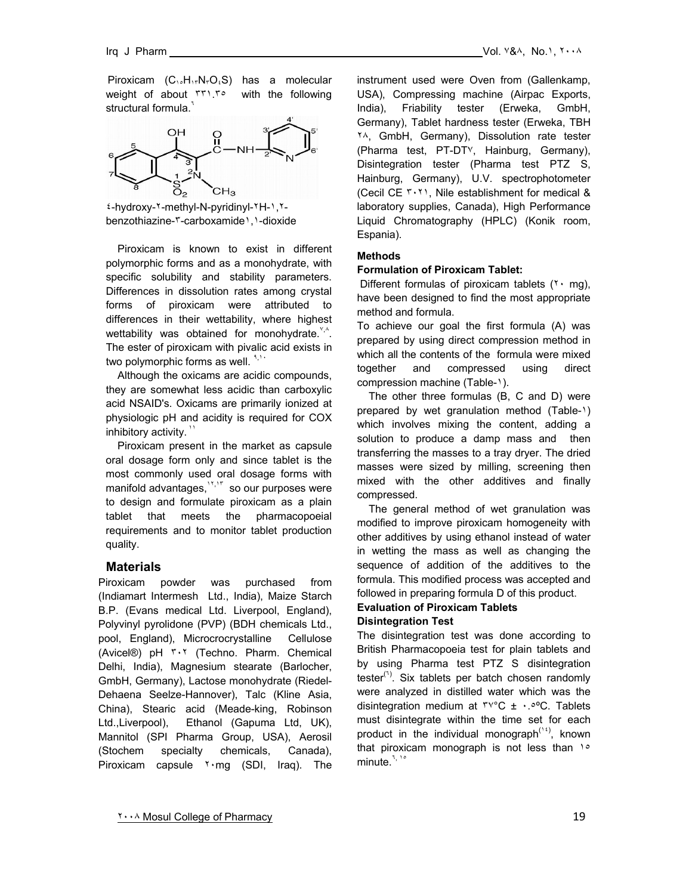Piroxicam ($C_{15}H_{13}N_3O_4S$) has a molecular weight of about 331.35 with the following structural formula.[6]

4-hydroxy-2-methyl-N-pyridinyl-2H-1,2-benzothiazine-3-carboxamide1,1-dioxide

Piroxicam is known to exist in different polymorphic forms and as a monohydrate, with specific solubility and stability parameters. Differences in dissolution rates among crystal forms of piroxicam were attributed to differences in their wettability, where highest wettability was obtained for monohydrate.[7,8]. The ester of piroxicam with pivalic acid exists in two polymorphic forms as well.[9,10]

Although the oxicams are acidic compounds, they are somewhat less acidic than carboxylic acid NSAID's. Oxicams are primarily ionized at physiologic pH and acidity is required for COX inhibitory activity.[11]

Piroxicam present in the market as capsule oral dosage form only and since tablet is the most commonly used oral dosage forms with manifold advantages,[12,13] so our purposes were to design and formulate piroxicam as a plain tablet that meets the pharmacopoeial requirements and to monitor tablet production quality.

## Materials

Piroxicam powder was purchased from (Indiamart Intermesh Ltd., India), Maize Starch B.P. (Evans medical Ltd. Liverpool, England), Polyvinyl pyrolidone (PVP) (BDH chemicals Ltd., pool, England), Microcrocrystalline Cellulose (Avicel®) pH 302 (Techno. Pharm. Chemical Delhi, India), Magnesium stearate (Barlocher, GmbH, Germany), Lactose monohydrate (Riedel-Dehaena Seelze-Hannover), Talc (Kline Asia, China), Stearic acid (Meade-king, Robinson Ltd.,Liverpool), Ethanol (Gapuma Ltd, UK), Mannitol (SPI Pharma Group, USA), Aerosil (Stochem specialty chemicals, Canada), Piroxicam capsule 20mg (SDI, Iraq). The instrument used were Oven from (Gallenkamp, USA), Compressing machine (Airpac Exports, India), Friability tester (Erweka, GmbH, Germany), Tablet hardness tester (Erweka, TBH 28, GmbH, Germany), Dissolution rate tester (Pharma test, PT-DT7, Hainburg, Germany), Disintegration tester (Pharma test PTZ S, Hainburg, Germany), U.V. spectrophotometer (Cecil CE 3021, Nile establishment for medical & laboratory supplies, Canada), High Performance Liquid Chromatography (HPLC) (Konik room, Espania).

### Methods

#### Formulation of Piroxicam Tablet:

Different formulas of piroxicam tablets (20 mg), have been designed to find the most appropriate method and formula.

To achieve our goal the first formula (A) was prepared by using direct compression method in which all the contents of the formula were mixed together and compressed using direct compression machine (Table-1).

The other three formulas (B, C and D) were prepared by wet granulation method (Table-1) which involves mixing the content, adding a solution to produce a damp mass and then transferring the masses to a tray dryer. The dried masses were sized by milling, screening then mixed with the other additives and finally compressed.

The general method of wet granulation was modified to improve piroxicam homogeneity with other additives by using ethanol instead of water in wetting the mass as well as changing the sequence of addition of the additives to the formula. This modified process was accepted and followed in preparing formula D of this product.

#### Evaluation of Piroxicam Tablets

#### Disintegration Test

The disintegration test was done according to British Pharmacopoeia test for plain tablets and by using Pharma test PTZ S disintegration tester[1]. Six tablets per batch chosen randomly were analyzed in distilled water which was the disintegration medium at 37°C ± 0.5ºC. Tablets must disintegrate within the time set for each product in the individual monograph[14], known that piroxicam monograph is not less than 15 minute.[6,15]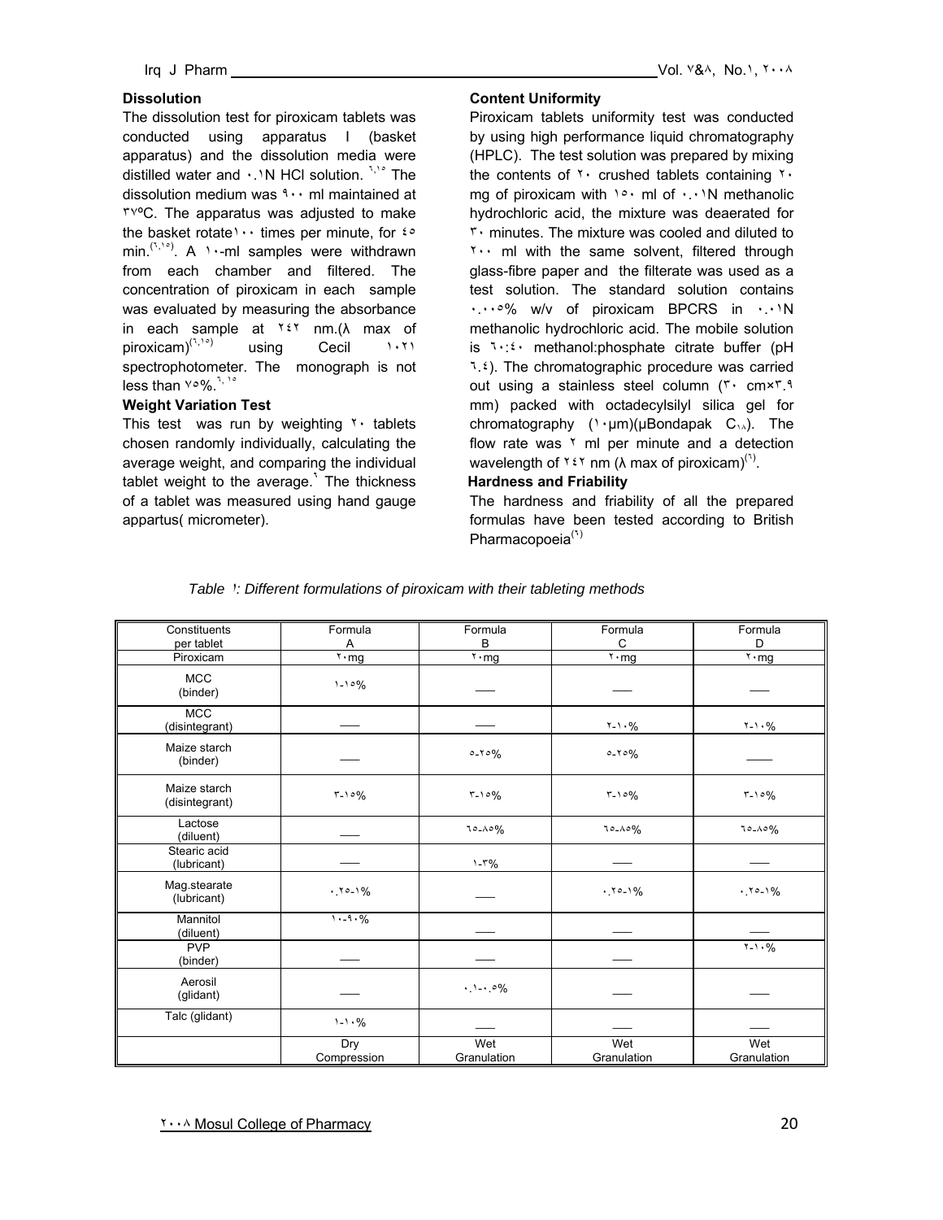### Dissolution

The dissolution test for piroxicam tablets was conducted using apparatus I (basket apparatus) and the dissolution media were distilled water and ٠.١N HCl solution. [٦,١٥] The dissolution medium was ٩٠٠ ml maintained at ٣٧ºC. The apparatus was adjusted to make the basket rotate١٠٠ times per minute, for ٤٥ min.[(٦,١٥)]. A ١٠-ml samples were withdrawn from each chamber and filtered. The concentration of piroxicam in each sample was evaluated by measuring the absorbance in each sample at ٢٤٢ nm.(λ max of piroxicam)[(٦,١٥)] using Cecil ١٠٢١ spectrophotometer. The monograph is not less than ٧٥%.[٦, ١٥]

### Weight Variation Test

This test was run by weighting ٢٠ tablets chosen randomly individually, calculating the average weight, and comparing the individual tablet weight to the average.[٦] The thickness of a tablet was measured using hand gauge appartus( micrometer).

### Content Uniformity

Piroxicam tablets uniformity test was conducted by using high performance liquid chromatography (HPLC). The test solution was prepared by mixing the contents of ٢٠ crushed tablets containing ٢٠ mg of piroxicam with ١٥٠ ml of ٠.٠١N methanolic hydrochloric acid, the mixture was deaerated for ٣٠ minutes. The mixture was cooled and diluted to ٢٠٠ ml with the same solvent, filtered through glass-fibre paper and the filterate was used as a test solution. The standard solution contains ٠.٠٠٥% w/v of piroxicam BPCRS in ٠.٠١N methanolic hydrochloric acid. The mobile solution is ٦٠:٤٠ methanol:phosphate citrate buffer (pH ٦.٤). The chromatographic procedure was carried out using a stainless steel column (٣٠ cm×٣.٩ mm) packed with octadecylsilyl silica gel for chromatography (١٠µm)(µBondapak C١٨). The flow rate was ٢ ml per minute and a detection wavelength of ٢٤٢ nm (λ max of piroxicam)[(٦)].

### Hardness and Friability

The hardness and friability of all the prepared formulas have been tested according to British Pharmacopoeia[(٦)]

*Table ١: Different formulations of piroxicam with their tableting methods*

| Constituents per tablet | Formula A | Formula B | Formula C | Formula D |
|---|---|---|---|---|
| Piroxicam | ٢٠mg | ٢٠mg | ٢٠mg | ٢٠mg |
| MCC (binder) | ١-١٥% | —— | —— | —— |
| MCC (disintegrant) | —— | —— | ٢-١٠% | ٢-١٠% |
| Maize starch (binder) | —— | ٥-٢٥% | ٥-٢٥% | —— |
| Maize starch (disintegrant) | ٣-١٥% | ٣-١٥% | ٣-١٥% | ٣-١٥% |
| Lactose (diluent) | —— | ٦٥-٨٥% | ٦٥-٨٥% | ٦٥-٨٥% |
| Stearic acid (lubricant) | —— | ١-٣% | —— | —— |
| Mag.stearate (lubricant) | ٠.٢٥-١% | —— | ٠.٢٥-١% | ٠.٢٥-١% |
| Mannitol (diluent) | ١٠-٩٠% | —— | —— | —— |
| PVP (binder) | —— | —— | —— | ٢-١٠% |
| Aerosil (glidant) | —— | ٠.١-٠.٥% | —— | —— |
| Talc (glidant) | ١-١٠% | —— | —— | —— |
| | Dry Compression | Wet Granulation | Wet Granulation | Wet Granulation |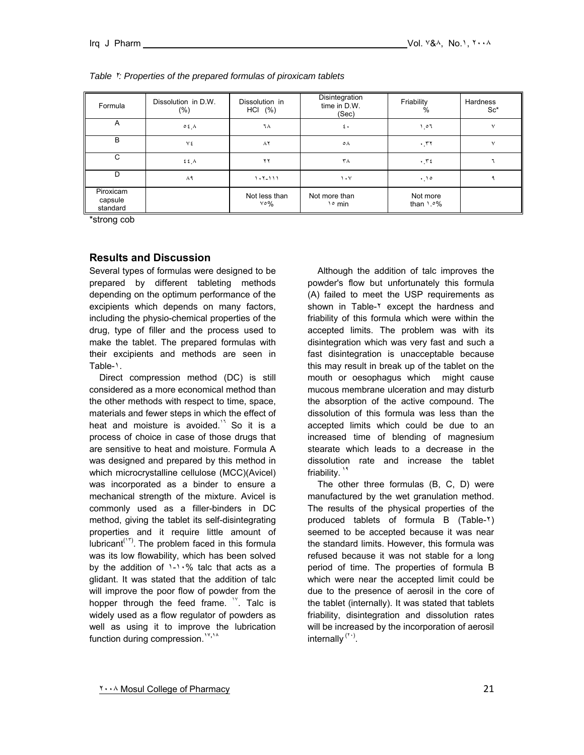*Table ٢: Properties of the prepared formulas of piroxicam tablets*

| Formula | Dissolution in D.W. (%) | Dissolution in HCl (%) | Disintegration time in D.W. (Sec) | Friability % | Hardness Sc* |
|---|---|---|---|---|---|
| A | ٥٤.٨ | ٦٨ | ٤٠ | ١.٥٦ | ٧ |
| B | ٧٤ | ٨٢ | ٥٨ | ٠.٣٢ | ٧ |
| C | ٤٤.٨ | ٢٢ | ٣٨ | ٠.٣٤ | ٦ |
| D | ٨٩ | ١٠٢-١١١ | ١٠٧ | ٠.١٥ | ٩ |
| Piroxicam capsule standard | | Not less than ٧٥% | Not more than ١٥ min | Not more than ١.٥% | |

*strong cob

## Results and Discussion

Several types of formulas were designed to be prepared by different tableting methods depending on the optimum performance of the excipients which depends on many factors, including the physio-chemical properties of the drug, type of filler and the process used to make the tablet. The prepared formulas with their excipients and methods are seen in Table-١.

Direct compression method (DC) is still considered as a more economical method than the other methods with respect to time, space, materials and fewer steps in which the effect of heat and moisture is avoided.[١٦] So it is a process of choice in case of those drugs that are sensitive to heat and moisture. Formula A was designed and prepared by this method in which microcrystalline cellulose (MCC)(Avicel) was incorporated as a binder to ensure a mechanical strength of the mixture. Avicel is commonly used as a filler-binders in DC method, giving the tablet its self-disintegrating properties and it require little amount of lubricant[(١٣)]. The problem faced in this formula was its low flowability, which has been solved by the addition of ١-١٠% talc that acts as a glidant. It was stated that the addition of talc will improve the poor flow of powder from the hopper through the feed frame. [١٧]. Talc is widely used as a flow regulator of powders as well as using it to improve the lubrication function during compression.[١٧,١٨]

Although the addition of talc improves the powder's flow but unfortunately this formula (A) failed to meet the USP requirements as shown in Table-٢ except the hardness and friability of this formula which were within the accepted limits. The problem was with its disintegration which was very fast and such a fast disintegration is unacceptable because this may result in break up of the tablet on the mouth or oesophagus which might cause mucous membrane ulceration and may disturb the absorption of the active compound. The dissolution of this formula was less than the accepted limits which could be due to an increased time of blending of magnesium stearate which leads to a decrease in the dissolution rate and increase the tablet friability. [١٩]

The other three formulas (B, C, D) were manufactured by the wet granulation method. The results of the physical properties of the produced tablets of formula B (Table-٢) seemed to be accepted because it was near the standard limits. However, this formula was refused because it was not stable for a long period of time. The properties of formula B which were near the accepted limit could be due to the presence of aerosil in the core of the tablet (internally). It was stated that tablets friability, disintegration and dissolution rates will be increased by the incorporation of aerosil internally[(٢٠)].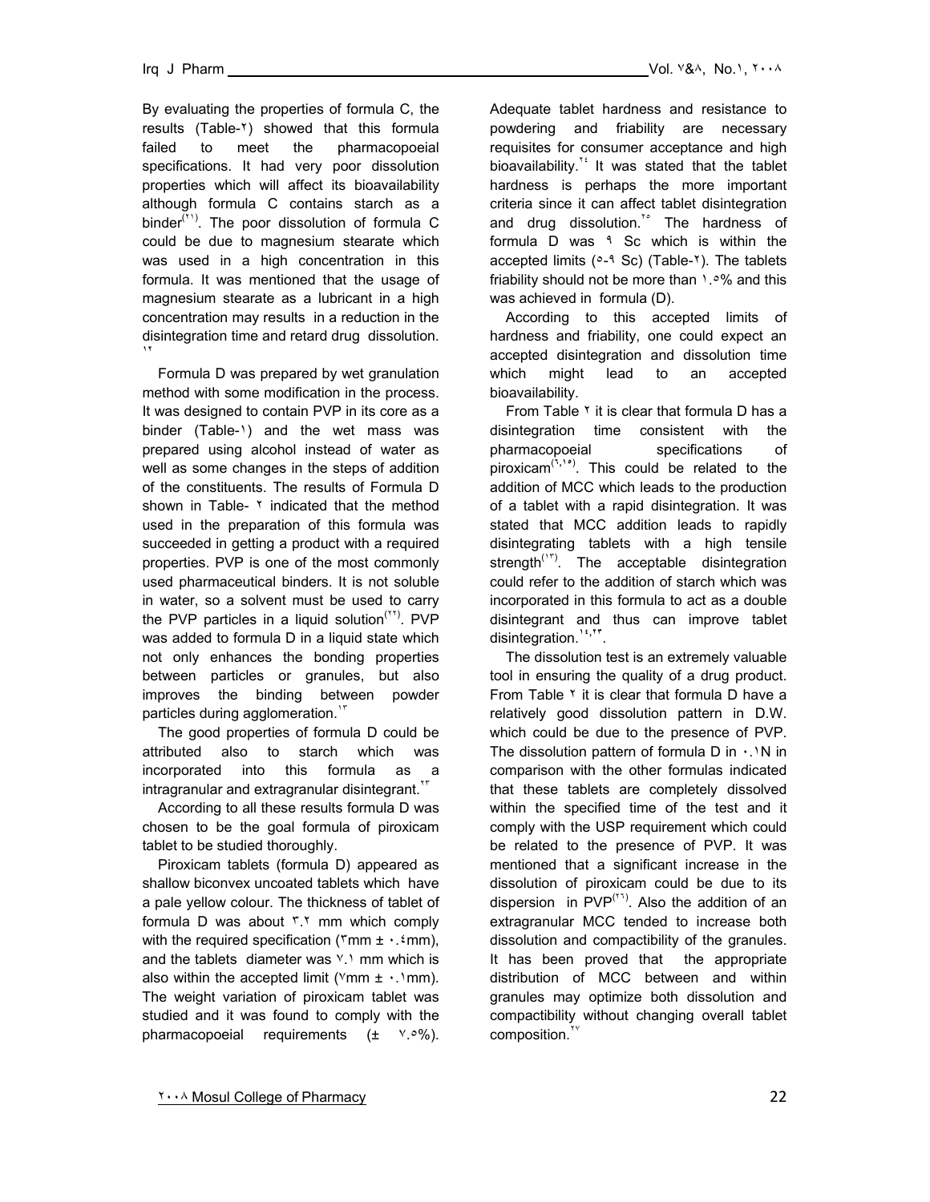By evaluating the properties of formula C, the results (Table-٢) showed that this formula failed to meet the pharmacopoeial specifications. It had very poor dissolution properties which will affect its bioavailability although formula C contains starch as a binder[٢١]. The poor dissolution of formula C could be due to magnesium stearate which was used in a high concentration in this formula. It was mentioned that the usage of magnesium stearate as a lubricant in a high concentration may results in a reduction in the disintegration time and retard drug dissolution. [١٢]

Formula D was prepared by wet granulation method with some modification in the process. It was designed to contain PVP in its core as a binder (Table-١) and the wet mass was prepared using alcohol instead of water as well as some changes in the steps of addition of the constituents. The results of Formula D shown in Table- ٢ indicated that the method used in the preparation of this formula was succeeded in getting a product with a required properties. PVP is one of the most commonly used pharmaceutical binders. It is not soluble in water, so a solvent must be used to carry the PVP particles in a liquid solution[٢٢]. PVP was added to formula D in a liquid state which not only enhances the bonding properties between particles or granules, but also improves the binding between powder particles during agglomeration.[١٣]

The good properties of formula D could be attributed also to starch which was incorporated into this formula as a intragranular and extragranular disintegrant.[٢٣]

According to all these results formula D was chosen to be the goal formula of piroxicam tablet to be studied thoroughly.

Piroxicam tablets (formula D) appeared as shallow biconvex uncoated tablets which have a pale yellow colour. The thickness of tablet of formula D was about ٣.٢ mm which comply with the required specification (٣mm ± ٠.٤mm), and the tablets diameter was ٧.١ mm which is also within the accepted limit (٧mm ± ٠.١mm). The weight variation of piroxicam tablet was studied and it was found to comply with the pharmacopoeial requirements (± ٧.٥%).

Adequate tablet hardness and resistance to powdering and friability are necessary requisites for consumer acceptance and high bioavailability.[٢٤] It was stated that the tablet hardness is perhaps the more important criteria since it can affect tablet disintegration and drug dissolution.[٢٥] The hardness of formula D was ٩ Sc which is within the accepted limits (٥-٩ Sc) (Table-٢). The tablets friability should not be more than ١.٥% and this was achieved in formula (D).

According to this accepted limits of hardness and friability, one could expect an accepted disintegration and dissolution time which might lead to an accepted bioavailability.

From Table ٢ it is clear that formula D has a disintegration time consistent with the pharmacopoeial specifications of piroxicam[٦,١٥]. This could be related to the addition of MCC which leads to the production of a tablet with a rapid disintegration. It was stated that MCC addition leads to rapidly disintegrating tablets with a high tensile strength[١٣]. The acceptable disintegration could refer to the addition of starch which was incorporated in this formula to act as a double disintegrant and thus can improve tablet disintegration.[١٤,٢٣]

The dissolution test is an extremely valuable tool in ensuring the quality of a drug product. From Table ٢ it is clear that formula D have a relatively good dissolution pattern in D.W. which could be due to the presence of PVP. The dissolution pattern of formula D in ٠.١N in comparison with the other formulas indicated that these tablets are completely dissolved within the specified time of the test and it comply with the USP requirement which could be related to the presence of PVP. It was mentioned that a significant increase in the dissolution of piroxicam could be due to its dispersion in PVP[٢٦]. Also the addition of an extragranular MCC tended to increase both dissolution and compactibility of the granules. It has been proved that the appropriate distribution of MCC between and within granules may optimize both dissolution and compactibility without changing overall tablet composition.[٢٧]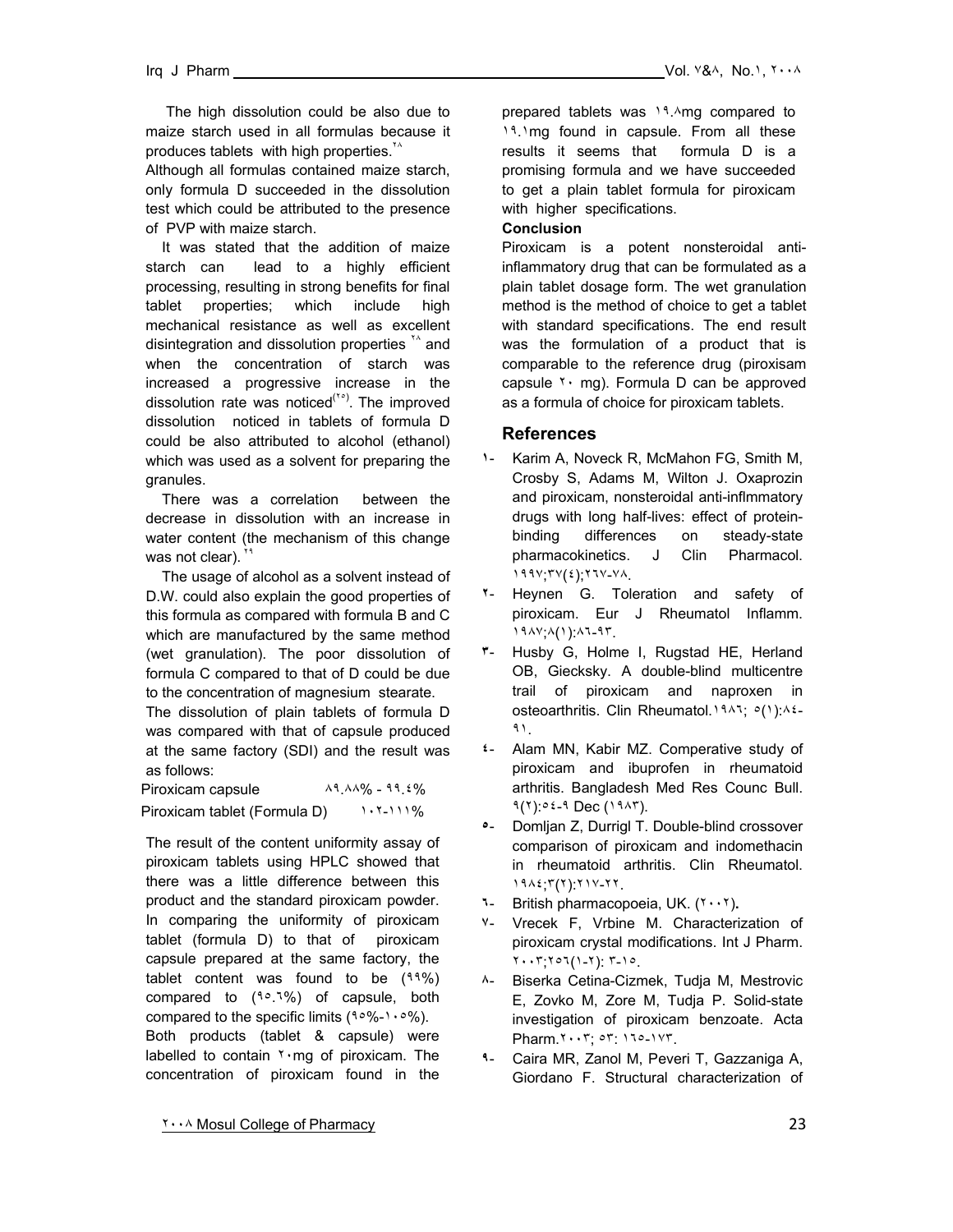The high dissolution could be also due to maize starch used in all formulas because it produces tablets with high properties.[٢٨]

Although all formulas contained maize starch, only formula D succeeded in the dissolution test which could be attributed to the presence of PVP with maize starch.

It was stated that the addition of maize starch can lead to a highly efficient processing, resulting in strong benefits for final tablet properties; which include high mechanical resistance as well as excellent disintegration and dissolution properties [٢٨] and when the concentration of starch was increased a progressive increase in the dissolution rate was noticed[(٢٥)]. The improved dissolution noticed in tablets of formula D could be also attributed to alcohol (ethanol) which was used as a solvent for preparing the granules.

There was a correlation between the decrease in dissolution with an increase in water content (the mechanism of this change was not clear). [٢٩]

The usage of alcohol as a solvent instead of D.W. could also explain the good properties of this formula as compared with formula B and C which are manufactured by the same method (wet granulation). The poor dissolution of formula C compared to that of D could be due to the concentration of magnesium stearate.

The dissolution of plain tablets of formula D was compared with that of capsule produced at the same factory (SDI) and the result was as follows:

| | |
|---|---|
| Piroxicam capsule | ٨٩.٨٨% - ٩٩.٤% |
| Piroxicam tablet (Formula D) | ١٠٢-١١١% |

The result of the content uniformity assay of piroxicam tablets using HPLC showed that there was a little difference between this product and the standard piroxicam powder. In comparing the uniformity of piroxicam tablet (formula D) to that of piroxicam capsule prepared at the same factory, the tablet content was found to be (٩٩%) compared to (٩٥.٦%) of capsule, both compared to the specific limits (٩٥%-١٠٥%).

Both products (tablet & capsule) were labelled to contain ٢٠mg of piroxicam. The concentration of piroxicam found in the prepared tablets was ١٩.٨mg compared to ١٩.١mg found in capsule. From all these results it seems that formula D is a promising formula and we have succeeded to get a plain tablet formula for piroxicam with higher specifications.

**Conclusion**

Piroxicam is a potent nonsteroidal anti-inflammatory drug that can be formulated as a plain tablet dosage form. The wet granulation method is the method of choice to get a tablet with standard specifications. The end result was the formulation of a product that is comparable to the reference drug (piroxisam capsule ٢٠ mg). Formula D can be approved as a formula of choice for piroxicam tablets.

## References

١- Karim A, Noveck R, McMahon FG, Smith M, Crosby S, Adams M, Wilton J. Oxaprozin and piroxicam, nonsteroidal anti-inflmmatory drugs with long half-lives: effect of protein-binding differences on steady-state pharmacokinetics. J Clin Pharmacol. ١٩٩٧;٣٧(٤);٢٦٧-٧٨.

٢- Heynen G. Toleration and safety of piroxicam. Eur J Rheumatol Inflamm. ١٩٨٧;٨(١):٨٦-٩٣.

٣- Husby G, Holme I, Rugstad HE, Herland OB, Giecksky. A double-blind multicentre trail of piroxicam and naproxen in osteoarthritis. Clin Rheumatol.١٩٨٦; ٥(١):٨٤-٩١.

٤- Alam MN, Kabir MZ. Comperative study of piroxicam and ibuprofen in rheumatoid arthritis. Bangladesh Med Res Counc Bull. ٩(٢):٥٤-٩ Dec (١٩٨٣).

٥- Domljan Z, Durrigl T. Double-blind crossover comparison of piroxicam and indomethacin in rheumatoid arthritis. Clin Rheumatol. ١٩٨٤;٣(٢):٢١٧-٢٢.

٦- British pharmacopoeia, UK. (٢٠٠٢).

٧- Vrecek F, Vrbine M. Characterization of piroxicam crystal modifications. Int J Pharm. ٢٠٠٣;٢٥٦(١-٢): ٣-١٥.

٨- Biserka Cetina-Cizmek, Tudja M, Mestrovic E, Zovko M, Zore M, Tudja P. Solid-state investigation of piroxicam benzoate. Acta Pharm.٢٠٠٣; ٥٣: ١٦٥-١٧٣.

٩- Caira MR, Zanol M, Peveri T, Gazzaniga A, Giordano F. Structural characterization of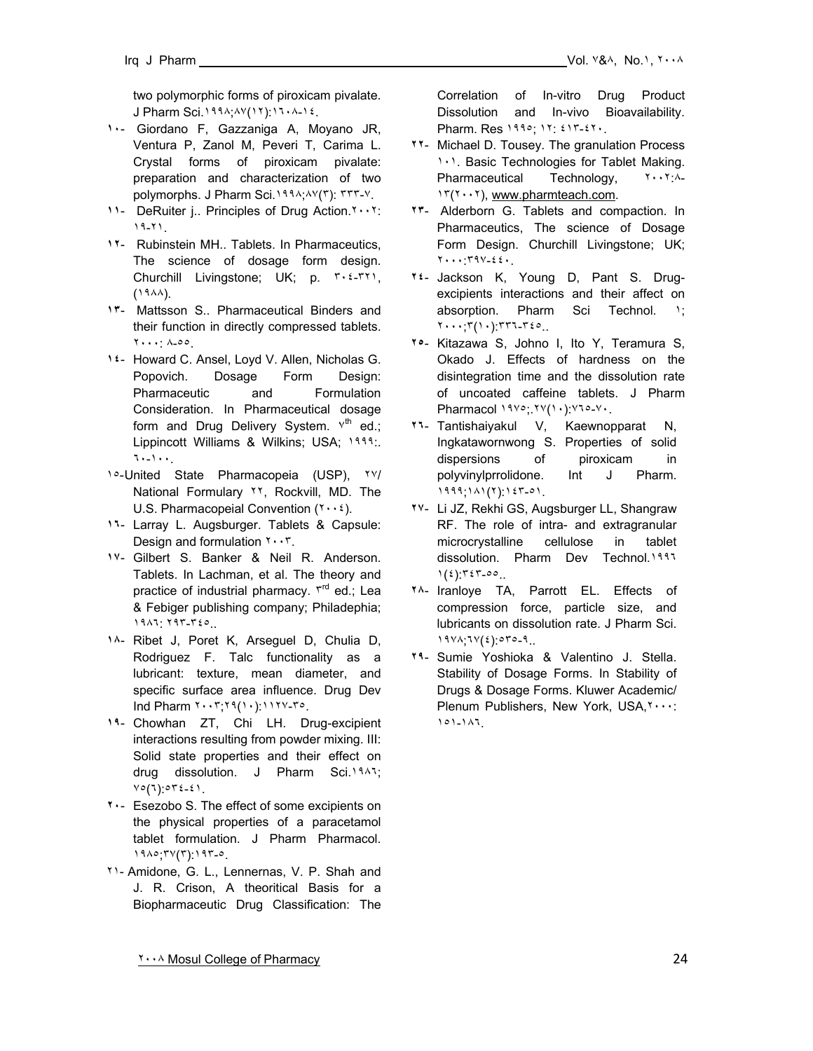two polymorphic forms of piroxicam pivalate. J Pharm Sci.١٩٩٨;٨٧(١٢):١٦٠٨-١٤.

١٠- Giordano F, Gazzaniga A, Moyano JR, Ventura P, Zanol M, Peveri T, Carima L. Crystal forms of piroxicam pivalate: preparation and characterization of two polymorphs. J Pharm Sci.١٩٩٨;٨٧(٣): ٣٣٣-٧.

١١- DeRuiter j.. Principles of Drug Action.٢٠٠٢: ١٩-٢١.

١٢- Rubinstein MH.. Tablets. In Pharmaceutics, The science of dosage form design. Churchill Livingstone; UK; p. ٣٠٤-٣٢١, (١٩٨٨).

١٣- Mattsson S.. Pharmaceutical Binders and their function in directly compressed tablets. ٢٠٠٠: ٨-٥٥.

١٤- Howard C. Ansel, Loyd V. Allen, Nicholas G. Popovich. Dosage Form Design: Pharmaceutic and Formulation Consideration. In Pharmaceutical dosage form and Drug Delivery System. ٧th ed.; Lippincott Williams & Wilkins; USA; ١٩٩٩:. ٦٠-١٠٠.

١٥-United State Pharmacopeia (USP), ٢٧/ National Formulary ٢٢, Rockvill, MD. The U.S. Pharmacopeial Convention (٢٠٠٤).

١٦- Larray L. Augsburger. Tablets & Capsule: Design and formulation ٢٠٠٣.

١٧- Gilbert S. Banker & Neil R. Anderson. Tablets. In Lachman, et al. The theory and practice of industrial pharmacy. ٣rd ed.; Lea & Febiger publishing company; Philadephia; ١٩٨٦: ٢٩٣-٣٤٥..

١٨- Ribet J, Poret K, Arseguel D, Chulia D, Rodriguez F. Talc functionality as a lubricant: texture, mean diameter, and specific surface area influence. Drug Dev Ind Pharm ٢٠٠٣;٢٩(١٠):١١٢٧-٣٥.

١٩- Chowhan ZT, Chi LH. Drug-excipient interactions resulting from powder mixing. III: Solid state properties and their effect on drug dissolution. J Pharm Sci.١٩٨٦; ٧٥(٦):٥٣٤-٤١.

٢٠- Esezobo S. The effect of some excipients on the physical properties of a paracetamol tablet formulation. J Pharm Pharmacol. ١٩٨٥;٣٧(٣):١٩٣-٥.

٢١- Amidone, G. L., Lennernas, V. P. Shah and J. R. Crison, A theoritical Basis for a Biopharmaceutic Drug Classification: The Correlation of In-vitro Drug Product Dissolution and In-vivo Bioavailability. Pharm. Res ١٩٩٥; ١٢: ٤١٣-٤٢٠.

٢٢- Michael D. Tousey. The granulation Process ١٠١. Basic Technologies for Tablet Making. Pharmaceutical Technology, ٢٠٠٢:٨-١٣(٢٠٠٢), www.pharmteach.com.

٢٣- Alderborn G. Tablets and compaction. In Pharmaceutics, The science of Dosage Form Design. Churchill Livingstone; UK; ٢٠٠٠:٣٩٧-٤٤٠.

٢٤- Jackson K, Young D, Pant S. Drug-excipients interactions and their affect on absorption. Pharm Sci Technol. ١; ٢٠٠٠;٣(١٠):٣٣٦-٣٤٥..

٢٥- Kitazawa S, Johno I, Ito Y, Teramura S, Okado J. Effects of hardness on the disintegration time and the dissolution rate of uncoated caffeine tablets. J Pharm Pharmacol ١٩٧٥;.٢٧(١٠):٧٦٥-٧٠.

٢٦- Tantishaiyakul V, Kaewnopparat N, Ingkatawornwong S. Properties of solid dispersions of piroxicam in polyvinylprrolidone. Int J Pharm. ١٩٩٩;١٨١(٢):١٤٣-٥١.

٢٧- Li JZ, Rekhi GS, Augsburger LL, Shangraw RF. The role of intra- and extragranular microcrystalline cellulose in tablet dissolution. Pharm Dev Technol.١٩٩٦ ١(٤):٣٤٣-٥٥..

٢٨- Iranloye TA, Parrott EL. Effects of compression force, particle size, and lubricants on dissolution rate. J Pharm Sci. ١٩٧٨;٦٧(٤):٥٣٥-٩..

٢٩- Sumie Yoshioka & Valentino J. Stella. Stability of Dosage Forms. In Stability of Drugs & Dosage Forms. Kluwer Academic/ Plenum Publishers, New York, USA,٢٠٠٠: ١٥١-١٨٦.